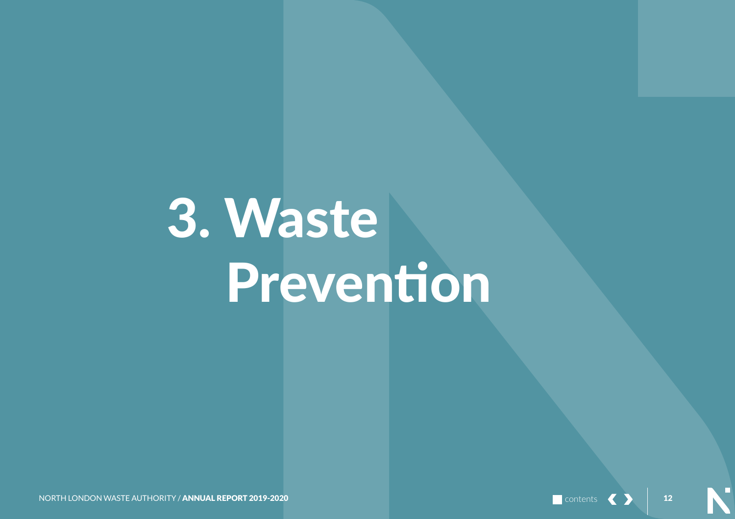# 3. Waste Prevention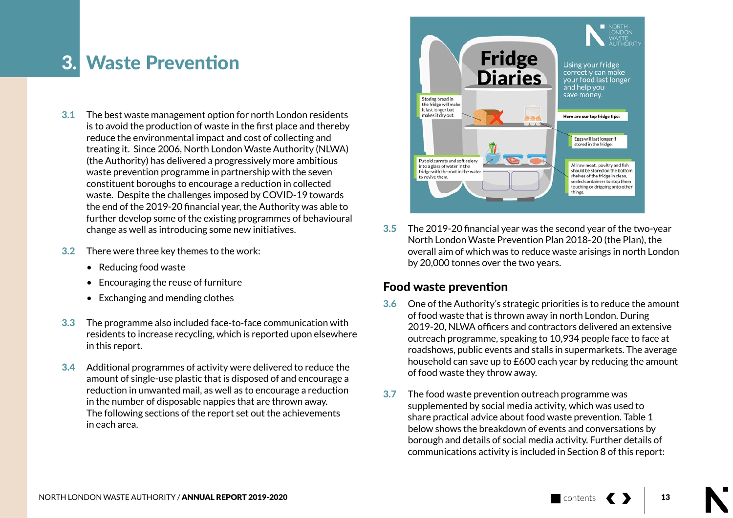# 3. Waste Prevention

**3.1** The best waste management option for north London residents is to avoid the production of waste in the first place and thereby reduce the environmental impact and cost of collecting and treating it. Since 2006, North London Waste Authority (NLWA) (the Authority) has delivered a progressively more ambitious waste prevention programme in partnership with the seven constituent boroughs to encourage a reduction in collected waste. Despite the challenges imposed by COVID-19 towards the end of the 2019-20 financial year, the Authority was able to further develop some of the existing programmes of behavioural change as well as introducing some new initiatives.

**3.2** There were three key themes to the work:

- Reducing food waste
- Encouraging the reuse of furniture
- Exchanging and mending clothes

**3.3** The programme also included face-to-face communication with residents to increase recycling, which is reported upon elsewhere in this report.

**3.4** Additional programmes of activity were delivered to reduce the amount of single-use plastic that is disposed of and encourage a reduction in unwanted mail, as well as to encourage a reduction in the number of disposable nappies that are thrown away. The following sections of the report set out the achievements in each area.

**Fridge Diaries**

NORTH LONDON WASTE AUTHORITY

Using your fridge correctly can make your food last longer and help you save money.

Here are our top fridge tips:

- Storing bread in the fridge will make it last longer but makes it dry out.
- Eggs will last longer if stored in the fridge.
- Put old carrots and soft celery into a glass of water in the fridge with the root in the water to revive them.
- All raw meat, poultry and fish should be stored on the bottom shelves of the fridge in clean, sealed containers to stop them touching or dripping onto other things.

**3.5** The 2019-20 financial year was the second year of the two-year North London Waste Prevention Plan 2018-20 (the Plan), the overall aim of which was to reduce waste arisings in north London by 20,000 tonnes over the two years.

## Food waste prevention

**3.6** One of the Authority's strategic priorities is to reduce the amount of food waste that is thrown away in north London. During 2019-20, NLWA officers and contractors delivered an extensive outreach programme, speaking to 10,934 people face to face at roadshows, public events and stalls in supermarkets. The average household can save up to £600 each year by reducing the amount of food waste they throw away.

**3.7** The food waste prevention outreach programme was supplemented by social media activity, which was used to share practical advice about food waste prevention. Table 1 below shows the breakdown of events and conversations by borough and details of social media activity. Further details of communications activity is included in Section 8 of this report: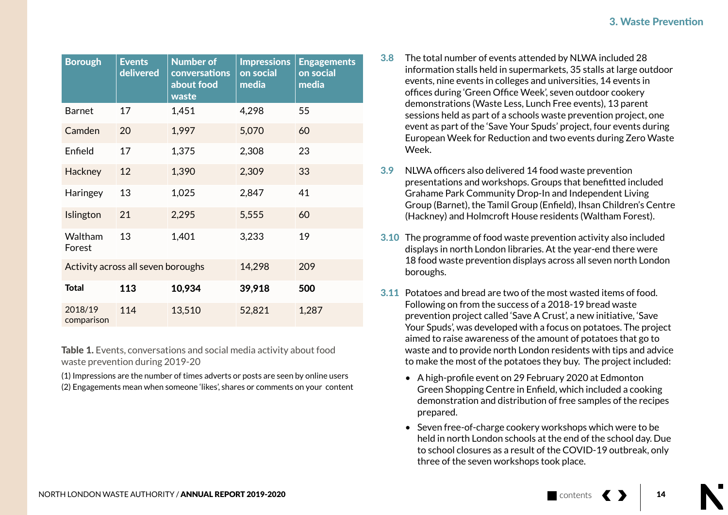| Borough | Events delivered | Number of conversations about food waste | Impressions on social media | Engagements on social media |
|---|---|---|---|---|
| Barnet | 17 | 1,451 | 4,298 | 55 |
| Camden | 20 | 1,997 | 5,070 | 60 |
| Enfield | 17 | 1,375 | 2,308 | 23 |
| Hackney | 12 | 1,390 | 2,309 | 33 |
| Haringey | 13 | 1,025 | 2,847 | 41 |
| Islington | 21 | 2,295 | 5,555 | 60 |
| Waltham Forest | 13 | 1,401 | 3,233 | 19 |
| Activity across all seven boroughs | | | 14,298 | 209 |
| **Total** | **113** | **10,934** | **39,918** | **500** |
| 2018/19 comparison | 114 | 13,510 | 52,821 | 1,287 |

**Table 1.** Events, conversations and social media activity about food waste prevention during 2019-20

(1) Impressions are the number of times adverts or posts are seen by online users
(2) Engagements mean when someone 'likes', shares or comments on your content

**3.8** The total number of events attended by NLWA included 28 information stalls held in supermarkets, 35 stalls at large outdoor events, nine events in colleges and universities, 14 events in offices during 'Green Office Week', seven outdoor cookery demonstrations (Waste Less, Lunch Free events), 13 parent sessions held as part of a schools waste prevention project, one event as part of the 'Save Your Spuds' project, four events during European Week for Reduction and two events during Zero Waste Week.

**3.9** NLWA officers also delivered 14 food waste prevention presentations and workshops. Groups that benefitted included Grahame Park Community Drop-In and Independent Living Group (Barnet), the Tamil Group (Enfield), Ihsan Children's Centre (Hackney) and Holmcroft House residents (Waltham Forest).

**3.10** The programme of food waste prevention activity also included displays in north London libraries. At the year-end there were 18 food waste prevention displays across all seven north London boroughs.

**3.11** Potatoes and bread are two of the most wasted items of food. Following on from the success of a 2018-19 bread waste prevention project called 'Save A Crust', a new initiative, 'Save Your Spuds', was developed with a focus on potatoes. The project aimed to raise awareness of the amount of potatoes that go to waste and to provide north London residents with tips and advice to make the most of the potatoes they buy. The project included:

- A high-profile event on 29 February 2020 at Edmonton Green Shopping Centre in Enfield, which included a cooking demonstration and distribution of free samples of the recipes prepared.
- Seven free-of-charge cookery workshops which were to be held in north London schools at the end of the school day. Due to school closures as a result of the COVID-19 outbreak, only three of the seven workshops took place.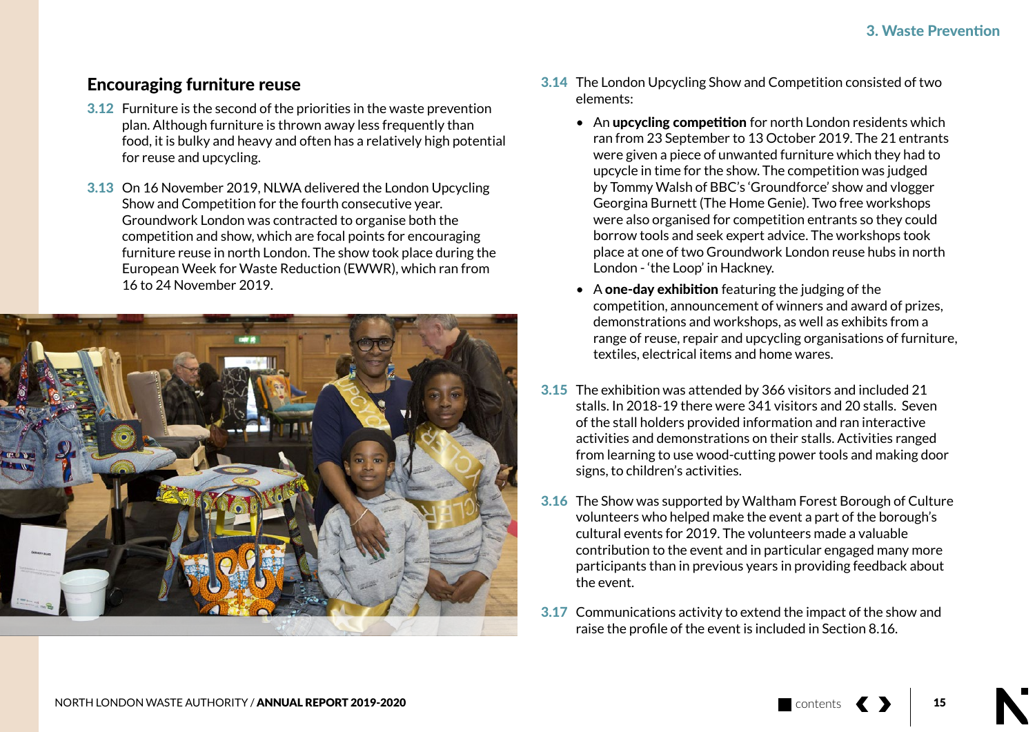## Encouraging furniture reuse

**3.12** Furniture is the second of the priorities in the waste prevention plan. Although furniture is thrown away less frequently than food, it is bulky and heavy and often has a relatively high potential for reuse and upcycling.

**3.13** On 16 November 2019, NLWA delivered the London Upcycling Show and Competition for the fourth consecutive year. Groundwork London was contracted to organise both the competition and show, which are focal points for encouraging furniture reuse in north London. The show took place during the European Week for Waste Reduction (EWWR), which ran from 16 to 24 November 2019.

**3.14** The London Upcycling Show and Competition consisted of two elements:

- An **upcycling competition** for north London residents which ran from 23 September to 13 October 2019. The 21 entrants were given a piece of unwanted furniture which they had to upcycle in time for the show. The competition was judged by Tommy Walsh of BBC's 'Groundforce' show and vlogger Georgina Burnett (The Home Genie). Two free workshops were also organised for competition entrants so they could borrow tools and seek expert advice. The workshops took place at one of two Groundwork London reuse hubs in north London - 'the Loop' in Hackney.
- A **one-day exhibition** featuring the judging of the competition, announcement of winners and award of prizes, demonstrations and workshops, as well as exhibits from a range of reuse, repair and upcycling organisations of furniture, textiles, electrical items and home wares.

**3.15** The exhibition was attended by 366 visitors and included 21 stalls. In 2018-19 there were 341 visitors and 20 stalls. Seven of the stall holders provided information and ran interactive activities and demonstrations on their stalls. Activities ranged from learning to use wood-cutting power tools and making door signs, to children's activities.

**3.16** The Show was supported by Waltham Forest Borough of Culture volunteers who helped make the event a part of the borough's cultural events for 2019. The volunteers made a valuable contribution to the event and in particular engaged many more participants than in previous years in providing feedback about the event.

**3.17** Communications activity to extend the impact of the show and raise the profile of the event is included in Section 8.16.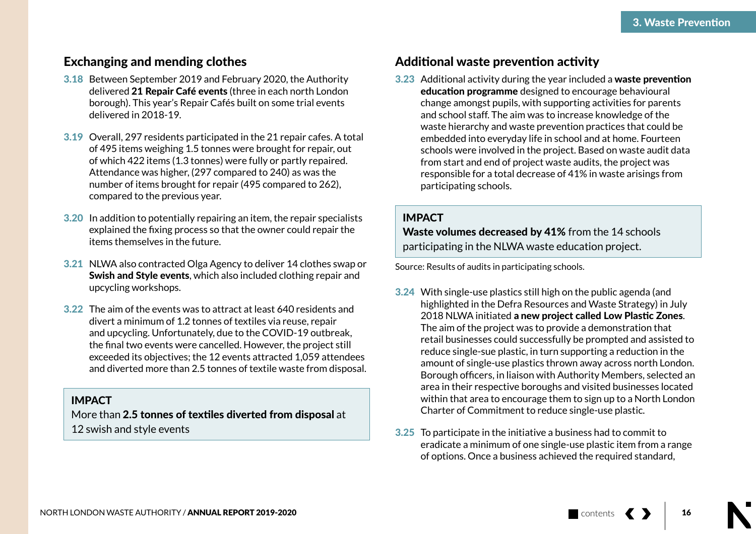## Exchanging and mending clothes

**3.18** Between September 2019 and February 2020, the Authority delivered **21 Repair Café events** (three in each north London borough). This year's Repair Cafés built on some trial events delivered in 2018-19.

**3.19** Overall, 297 residents participated in the 21 repair cafes. A total of 495 items weighing 1.5 tonnes were brought for repair, out of which 422 items (1.3 tonnes) were fully or partly repaired. Attendance was higher, (297 compared to 240) as was the number of items brought for repair (495 compared to 262), compared to the previous year.

**3.20** In addition to potentially repairing an item, the repair specialists explained the fixing process so that the owner could repair the items themselves in the future.

**3.21** NLWA also contracted Olga Agency to deliver 14 clothes swap or **Swish and Style events**, which also included clothing repair and upcycling workshops.

**3.22** The aim of the events was to attract at least 640 residents and divert a minimum of 1.2 tonnes of textiles via reuse, repair and upcycling. Unfortunately, due to the COVID-19 outbreak, the final two events were cancelled. However, the project still exceeded its objectives; the 12 events attracted 1,059 attendees and diverted more than 2.5 tonnes of textile waste from disposal.

> **IMPACT**
> More than **2.5 tonnes of textiles diverted from disposal** at 12 swish and style events

## Additional waste prevention activity

**3.23** Additional activity during the year included a **waste prevention education programme** designed to encourage behavioural change amongst pupils, with supporting activities for parents and school staff. The aim was to increase knowledge of the waste hierarchy and waste prevention practices that could be embedded into everyday life in school and at home. Fourteen schools were involved in the project. Based on waste audit data from start and end of project waste audits, the project was responsible for a total decrease of 41% in waste arisings from participating schools.

> **IMPACT**
> **Waste volumes decreased by 41%** from the 14 schools participating in the NLWA waste education project.

Source: Results of audits in participating schools.

**3.24** With single-use plastics still high on the public agenda (and highlighted in the Defra Resources and Waste Strategy) in July 2018 NLWA initiated **a new project called Low Plastic Zones**. The aim of the project was to provide a demonstration that retail businesses could successfully be prompted and assisted to reduce single-sue plastic, in turn supporting a reduction in the amount of single-use plastics thrown away across north London. Borough officers, in liaison with Authority Members, selected an area in their respective boroughs and visited businesses located within that area to encourage them to sign up to a North London Charter of Commitment to reduce single-use plastic.

**3.25** To participate in the initiative a business had to commit to eradicate a minimum of one single-use plastic item from a range of options. Once a business achieved the required standard,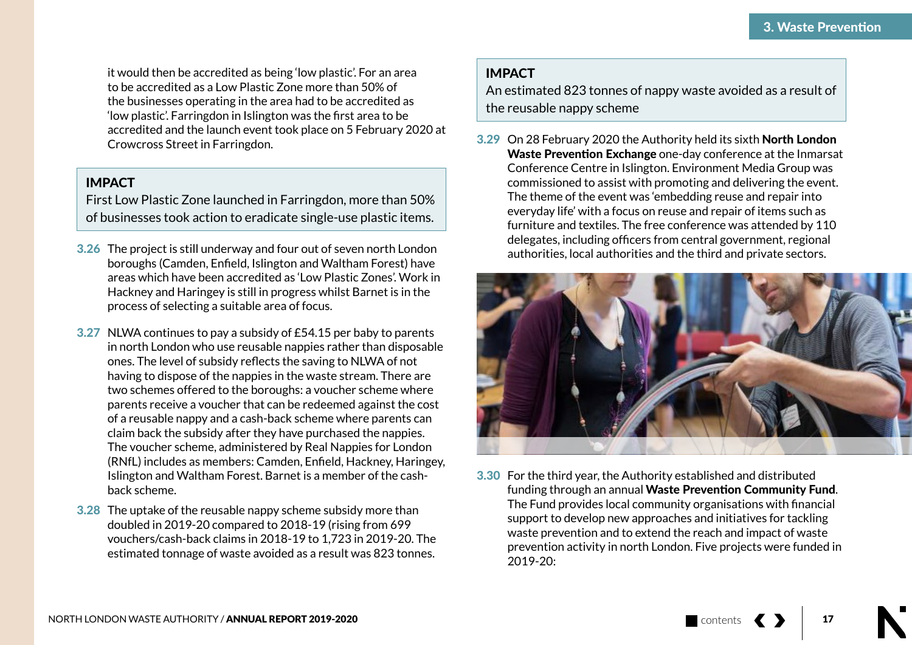it would then be accredited as being 'low plastic'. For an area to be accredited as a Low Plastic Zone more than 50% of the businesses operating in the area had to be accredited as 'low plastic'. Farringdon in Islington was the first area to be accredited and the launch event took place on 5 February 2020 at Crowcross Street in Farringdon.

> **IMPACT**
> First Low Plastic Zone launched in Farringdon, more than 50% of businesses took action to eradicate single-use plastic items.

**3.26** The project is still underway and four out of seven north London boroughs (Camden, Enfield, Islington and Waltham Forest) have areas which have been accredited as 'Low Plastic Zones'. Work in Hackney and Haringey is still in progress whilst Barnet is in the process of selecting a suitable area of focus.

**3.27** NLWA continues to pay a subsidy of £54.15 per baby to parents in north London who use reusable nappies rather than disposable ones. The level of subsidy reflects the saving to NLWA of not having to dispose of the nappies in the waste stream. There are two schemes offered to the boroughs: a voucher scheme where parents receive a voucher that can be redeemed against the cost of a reusable nappy and a cash-back scheme where parents can claim back the subsidy after they have purchased the nappies. The voucher scheme, administered by Real Nappies for London (RNfL) includes as members: Camden, Enfield, Hackney, Haringey, Islington and Waltham Forest. Barnet is a member of the cash-back scheme.

**3.28** The uptake of the reusable nappy scheme subsidy more than doubled in 2019-20 compared to 2018-19 (rising from 699 vouchers/cash-back claims in 2018-19 to 1,723 in 2019-20. The estimated tonnage of waste avoided as a result was 823 tonnes.

> **IMPACT**
> An estimated 823 tonnes of nappy waste avoided as a result of the reusable nappy scheme

**3.29** On 28 February 2020 the Authority held its sixth **North London Waste Prevention Exchange** one-day conference at the Inmarsat Conference Centre in Islington. Environment Media Group was commissioned to assist with promoting and delivering the event. The theme of the event was 'embedding reuse and repair into everyday life' with a focus on reuse and repair of items such as furniture and textiles. The free conference was attended by 110 delegates, including officers from central government, regional authorities, local authorities and the third and private sectors.

**3.30** For the third year, the Authority established and distributed funding through an annual **Waste Prevention Community Fund**. The Fund provides local community organisations with financial support to develop new approaches and initiatives for tackling waste prevention and to extend the reach and impact of waste prevention activity in north London. Five projects were funded in 2019-20: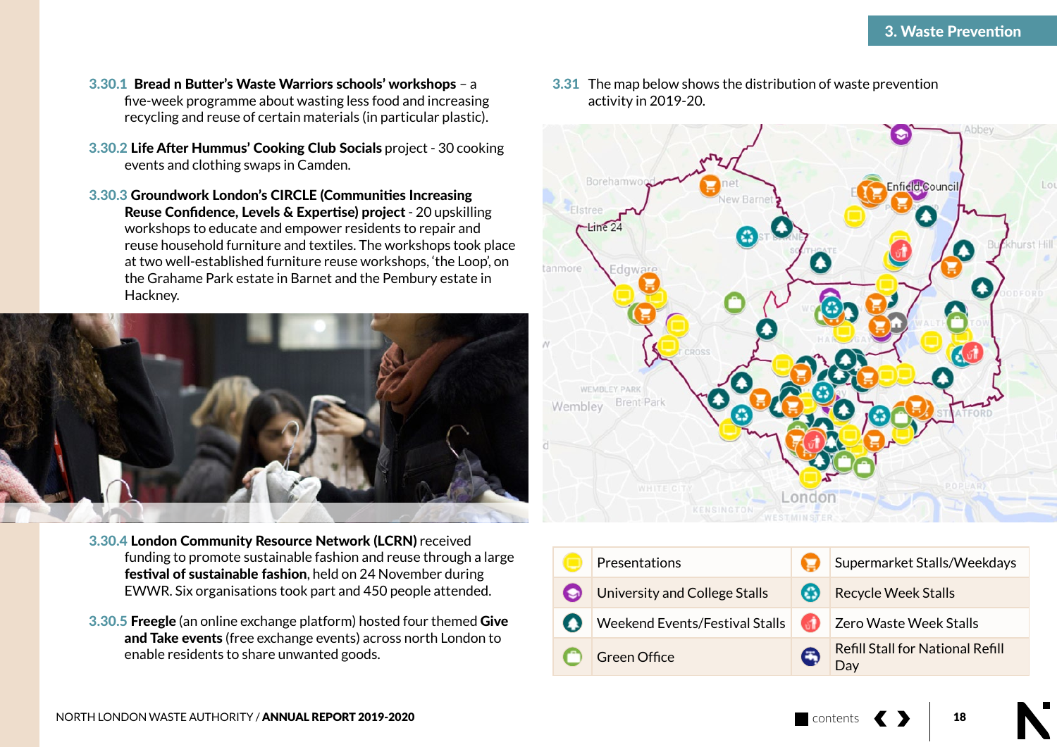**3.30.1 Bread n Butter's Waste Warriors schools' workshops** – a five-week programme about wasting less food and increasing recycling and reuse of certain materials (in particular plastic).

**3.30.2 Life After Hummus' Cooking Club Socials** project - 30 cooking events and clothing swaps in Camden.

**3.30.3 Groundwork London's CIRCLE (Communities Increasing Reuse Confidence, Levels & Expertise) project** - 20 upskilling workshops to educate and empower residents to repair and reuse household furniture and textiles. The workshops took place at two well-established furniture reuse workshops, 'the Loop', on the Grahame Park estate in Barnet and the Pembury estate in Hackney.

**3.30.4 London Community Resource Network (LCRN)** received funding to promote sustainable fashion and reuse through a large **festival of sustainable fashion**, held on 24 November during EWWR. Six organisations took part and 450 people attended.

**3.30.5 Freegle** (an online exchange platform) hosted four themed **Give and Take events** (free exchange events) across north London to enable residents to share unwanted goods.

3.31 The map below shows the distribution of waste prevention activity in 2019-20.

| | | | |
|---|---|---|---|
| | Presentations | | Supermarket Stalls/Weekdays |
| | University and College Stalls | | Recycle Week Stalls |
| | Weekend Events/Festival Stalls | | Zero Waste Week Stalls |
| | Green Office | | Refill Stall for National Refill Day |